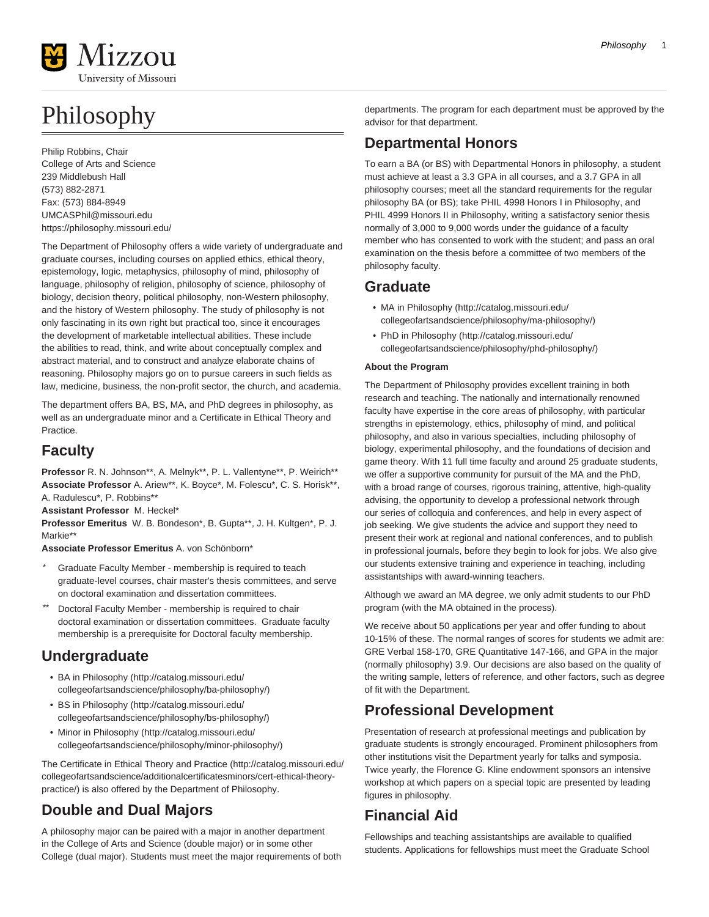# Philosophy

Philip Robbins, Chair
College of Arts and Science
239 Middlebush Hall
(573) 882-2871
Fax: (573) 884-8949
UMCASPhil@missouri.edu
https://philosophy.missouri.edu/

The Department of Philosophy offers a wide variety of undergraduate and graduate courses, including courses on applied ethics, ethical theory, epistemology, logic, metaphysics, philosophy of mind, philosophy of language, philosophy of religion, philosophy of science, philosophy of biology, decision theory, political philosophy, non-Western philosophy, and the history of Western philosophy. The study of philosophy is not only fascinating in its own right but practical too, since it encourages the development of marketable intellectual abilities. These include the abilities to read, think, and write about conceptually complex and abstract material, and to construct and analyze elaborate chains of reasoning. Philosophy majors go on to pursue careers in such fields as law, medicine, business, the non-profit sector, the church, and academia.

The department offers BA, BS, MA, and PhD degrees in philosophy, as well as an undergraduate minor and a Certificate in Ethical Theory and Practice.

## Faculty

**Professor** R. N. Johnson**, A. Melnyk**, P. L. Vallentyne**, P. Weirich**
**Associate Professor** A. Ariew**, K. Boyce*, M. Folescu*, C. S. Horisk**, A. Radulescu*, P. Robbins**
**Assistant Professor** M. Heckel*
**Professor Emeritus** W. B. Bondeson*, B. Gupta**, J. H. Kultgen*, P. J. Markie**
**Associate Professor Emeritus** A. von Schönborn*

\* Graduate Faculty Member - membership is required to teach graduate-level courses, chair master's thesis committees, and serve on doctoral examination and dissertation committees.

\*\* Doctoral Faculty Member - membership is required to chair doctoral examination or dissertation committees. Graduate faculty membership is a prerequisite for Doctoral faculty membership.

## Undergraduate

- BA in Philosophy (http://catalog.missouri.edu/collegeofartsandscience/philosophy/ba-philosophy/)
- BS in Philosophy (http://catalog.missouri.edu/collegeofartsandscience/philosophy/bs-philosophy/)
- Minor in Philosophy (http://catalog.missouri.edu/collegeofartsandscience/philosophy/minor-philosophy/)

The Certificate in Ethical Theory and Practice (http://catalog.missouri.edu/collegeofartsandscience/additionalcertificatesminors/cert-ethical-theory-practice/) is also offered by the Department of Philosophy.

## Double and Dual Majors

A philosophy major can be paired with a major in another department in the College of Arts and Science (double major) or in some other College (dual major). Students must meet the major requirements of both departments. The program for each department must be approved by the advisor for that department.

## Departmental Honors

To earn a BA (or BS) with Departmental Honors in philosophy, a student must achieve at least a 3.3 GPA in all courses, and a 3.7 GPA in all philosophy courses; meet all the standard requirements for the regular philosophy BA (or BS); take PHIL 4998 Honors I in Philosophy, and PHIL 4999 Honors II in Philosophy, writing a satisfactory senior thesis normally of 3,000 to 9,000 words under the guidance of a faculty member who has consented to work with the student; and pass an oral examination on the thesis before a committee of two members of the philosophy faculty.

## Graduate

- MA in Philosophy (http://catalog.missouri.edu/collegeofartsandscience/philosophy/ma-philosophy/)
- PhD in Philosophy (http://catalog.missouri.edu/collegeofartsandscience/philosophy/phd-philosophy/)

**About the Program**

The Department of Philosophy provides excellent training in both research and teaching. The nationally and internationally renowned faculty have expertise in the core areas of philosophy, with particular strengths in epistemology, ethics, philosophy of mind, and political philosophy, and also in various specialties, including philosophy of biology, experimental philosophy, and the foundations of decision and game theory. With 11 full time faculty and around 25 graduate students, we offer a supportive community for pursuit of the MA and the PhD, with a broad range of courses, rigorous training, attentive, high-quality advising, the opportunity to develop a professional network through our series of colloquia and conferences, and help in every aspect of job seeking. We give students the advice and support they need to present their work at regional and national conferences, and to publish in professional journals, before they begin to look for jobs. We also give our students extensive training and experience in teaching, including assistantships with award-winning teachers.

Although we award an MA degree, we only admit students to our PhD program (with the MA obtained in the process).

We receive about 50 applications per year and offer funding to about 10-15% of these. The normal ranges of scores for students we admit are: GRE Verbal 158-170, GRE Quantitative 147-166, and GPA in the major (normally philosophy) 3.9. Our decisions are also based on the quality of the writing sample, letters of reference, and other factors, such as degree of fit with the Department.

## Professional Development

Presentation of research at professional meetings and publication by graduate students is strongly encouraged. Prominent philosophers from other institutions visit the Department yearly for talks and symposia. Twice yearly, the Florence G. Kline endowment sponsors an intensive workshop at which papers on a special topic are presented by leading figures in philosophy.

## Financial Aid

Fellowships and teaching assistantships are available to qualified students. Applications for fellowships must meet the Graduate School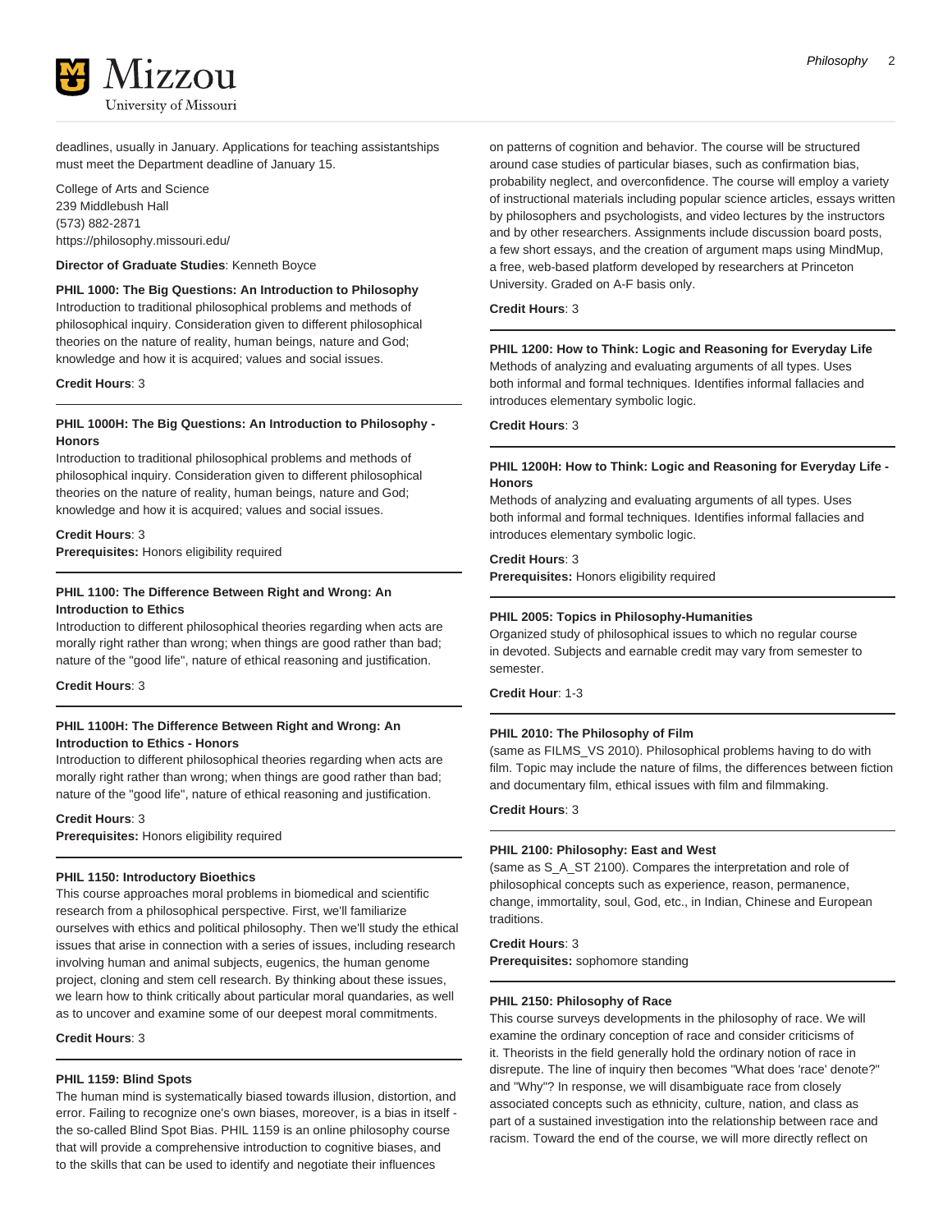deadlines, usually in January. Applications for teaching assistantships must meet the Department deadline of January 15.

College of Arts and Science
239 Middlebush Hall
(573) 882-2871
https://philosophy.missouri.edu/

**Director of Graduate Studies**: Kenneth Boyce

**PHIL 1000: The Big Questions: An Introduction to Philosophy**
Introduction to traditional philosophical problems and methods of philosophical inquiry. Consideration given to different philosophical theories on the nature of reality, human beings, nature and God; knowledge and how it is acquired; values and social issues.

**Credit Hours**: 3

---

**PHIL 1000H: The Big Questions: An Introduction to Philosophy - Honors**
Introduction to traditional philosophical problems and methods of philosophical inquiry. Consideration given to different philosophical theories on the nature of reality, human beings, nature and God; knowledge and how it is acquired; values and social issues.

**Credit Hours**: 3
**Prerequisites:** Honors eligibility required

---

**PHIL 1100: The Difference Between Right and Wrong: An Introduction to Ethics**
Introduction to different philosophical theories regarding when acts are morally right rather than wrong; when things are good rather than bad; nature of the "good life", nature of ethical reasoning and justification.

**Credit Hours**: 3

---

**PHIL 1100H: The Difference Between Right and Wrong: An Introduction to Ethics - Honors**
Introduction to different philosophical theories regarding when acts are morally right rather than wrong; when things are good rather than bad; nature of the "good life", nature of ethical reasoning and justification.

**Credit Hours**: 3
**Prerequisites:** Honors eligibility required

---

**PHIL 1150: Introductory Bioethics**
This course approaches moral problems in biomedical and scientific research from a philosophical perspective. First, we'll familiarize ourselves with ethics and political philosophy. Then we'll study the ethical issues that arise in connection with a series of issues, including research involving human and animal subjects, eugenics, the human genome project, cloning and stem cell research. By thinking about these issues, we learn how to think critically about particular moral quandaries, as well as to uncover and examine some of our deepest moral commitments.

**Credit Hours**: 3

---

**PHIL 1159: Blind Spots**
The human mind is systematically biased towards illusion, distortion, and error. Failing to recognize one's own biases, moreover, is a bias in itself - the so-called Blind Spot Bias. PHIL 1159 is an online philosophy course that will provide a comprehensive introduction to cognitive biases, and to the skills that can be used to identify and negotiate their influences on patterns of cognition and behavior. The course will be structured around case studies of particular biases, such as confirmation bias, probability neglect, and overconfidence. The course will employ a variety of instructional materials including popular science articles, essays written by philosophers and psychologists, and video lectures by the instructors and by other researchers. Assignments include discussion board posts, a few short essays, and the creation of argument maps using MindMup, a free, web-based platform developed by researchers at Princeton University. Graded on A-F basis only.

**Credit Hours**: 3

---

**PHIL 1200: How to Think: Logic and Reasoning for Everyday Life**
Methods of analyzing and evaluating arguments of all types. Uses both informal and formal techniques. Identifies informal fallacies and introduces elementary symbolic logic.

**Credit Hours**: 3

---

**PHIL 1200H: How to Think: Logic and Reasoning for Everyday Life - Honors**
Methods of analyzing and evaluating arguments of all types. Uses both informal and formal techniques. Identifies informal fallacies and introduces elementary symbolic logic.

**Credit Hours**: 3
**Prerequisites:** Honors eligibility required

---

**PHIL 2005: Topics in Philosophy-Humanities**
Organized study of philosophical issues to which no regular course in devoted. Subjects and earnable credit may vary from semester to semester.

**Credit Hour**: 1-3

---

**PHIL 2010: The Philosophy of Film**
(same as FILMS_VS 2010). Philosophical problems having to do with film. Topic may include the nature of films, the differences between fiction and documentary film, ethical issues with film and filmmaking.

**Credit Hours**: 3

---

**PHIL 2100: Philosophy: East and West**
(same as S_A_ST 2100). Compares the interpretation and role of philosophical concepts such as experience, reason, permanence, change, immortality, soul, God, etc., in Indian, Chinese and European traditions.

**Credit Hours**: 3
**Prerequisites:** sophomore standing

---

**PHIL 2150: Philosophy of Race**
This course surveys developments in the philosophy of race. We will examine the ordinary conception of race and consider criticisms of it. Theorists in the field generally hold the ordinary notion of race in disrepute. The line of inquiry then becomes "What does 'race' denote?" and "Why"? In response, we will disambiguate race from closely associated concepts such as ethnicity, culture, nation, and class as part of a sustained investigation into the relationship between race and racism. Toward the end of the course, we will more directly reflect on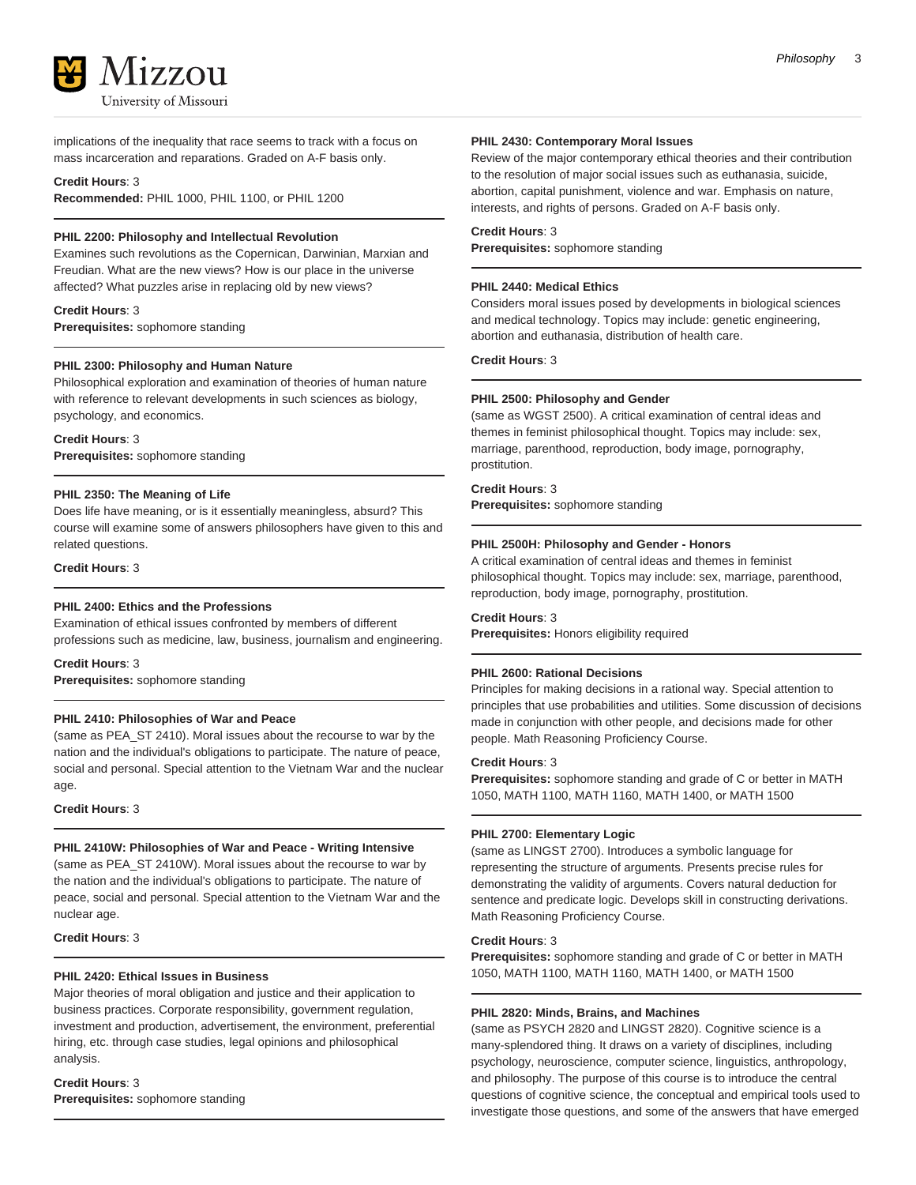implications of the inequality that race seems to track with a focus on mass incarceration and reparations. Graded on A-F basis only.

**Credit Hours**: 3
**Recommended:** PHIL 1000, PHIL 1100, or PHIL 1200

---

**PHIL 2200: Philosophy and Intellectual Revolution**
Examines such revolutions as the Copernican, Darwinian, Marxian and Freudian. What are the new views? How is our place in the universe affected? What puzzles arise in replacing old by new views?

**Credit Hours**: 3
**Prerequisites:** sophomore standing

---

**PHIL 2300: Philosophy and Human Nature**
Philosophical exploration and examination of theories of human nature with reference to relevant developments in such sciences as biology, psychology, and economics.

**Credit Hours**: 3
**Prerequisites:** sophomore standing

---

**PHIL 2350: The Meaning of Life**
Does life have meaning, or is it essentially meaningless, absurd? This course will examine some of answers philosophers have given to this and related questions.

**Credit Hours**: 3

---

**PHIL 2400: Ethics and the Professions**
Examination of ethical issues confronted by members of different professions such as medicine, law, business, journalism and engineering.

**Credit Hours**: 3
**Prerequisites:** sophomore standing

---

**PHIL 2410: Philosophies of War and Peace**
(same as PEA_ST 2410). Moral issues about the recourse to war by the nation and the individual's obligations to participate. The nature of peace, social and personal. Special attention to the Vietnam War and the nuclear age.

**Credit Hours**: 3

---

**PHIL 2410W: Philosophies of War and Peace - Writing Intensive**
(same as PEA_ST 2410W). Moral issues about the recourse to war by the nation and the individual's obligations to participate. The nature of peace, social and personal. Special attention to the Vietnam War and the nuclear age.

**Credit Hours**: 3

---

**PHIL 2420: Ethical Issues in Business**
Major theories of moral obligation and justice and their application to business practices. Corporate responsibility, government regulation, investment and production, advertisement, the environment, preferential hiring, etc. through case studies, legal opinions and philosophical analysis.

**Credit Hours**: 3
**Prerequisites:** sophomore standing

---

**PHIL 2430: Contemporary Moral Issues**
Review of the major contemporary ethical theories and their contribution to the resolution of major social issues such as euthanasia, suicide, abortion, capital punishment, violence and war. Emphasis on nature, interests, and rights of persons. Graded on A-F basis only.

**Credit Hours**: 3
**Prerequisites:** sophomore standing

---

**PHIL 2440: Medical Ethics**
Considers moral issues posed by developments in biological sciences and medical technology. Topics may include: genetic engineering, abortion and euthanasia, distribution of health care.

**Credit Hours**: 3

---

**PHIL 2500: Philosophy and Gender**
(same as WGST 2500). A critical examination of central ideas and themes in feminist philosophical thought. Topics may include: sex, marriage, parenthood, reproduction, body image, pornography, prostitution.

**Credit Hours**: 3
**Prerequisites:** sophomore standing

---

**PHIL 2500H: Philosophy and Gender - Honors**
A critical examination of central ideas and themes in feminist philosophical thought. Topics may include: sex, marriage, parenthood, reproduction, body image, pornography, prostitution.

**Credit Hours**: 3
**Prerequisites:** Honors eligibility required

---

**PHIL 2600: Rational Decisions**
Principles for making decisions in a rational way. Special attention to principles that use probabilities and utilities. Some discussion of decisions made in conjunction with other people, and decisions made for other people. Math Reasoning Proficiency Course.

**Credit Hours**: 3
**Prerequisites:** sophomore standing and grade of C or better in MATH 1050, MATH 1100, MATH 1160, MATH 1400, or MATH 1500

---

**PHIL 2700: Elementary Logic**
(same as LINGST 2700). Introduces a symbolic language for representing the structure of arguments. Presents precise rules for demonstrating the validity of arguments. Covers natural deduction for sentence and predicate logic. Develops skill in constructing derivations. Math Reasoning Proficiency Course.

**Credit Hours**: 3
**Prerequisites:** sophomore standing and grade of C or better in MATH 1050, MATH 1100, MATH 1160, MATH 1400, or MATH 1500

---

**PHIL 2820: Minds, Brains, and Machines**
(same as PSYCH 2820 and LINGST 2820). Cognitive science is a many-splendored thing. It draws on a variety of disciplines, including psychology, neuroscience, computer science, linguistics, anthropology, and philosophy. The purpose of this course is to introduce the central questions of cognitive science, the conceptual and empirical tools used to investigate those questions, and some of the answers that have emerged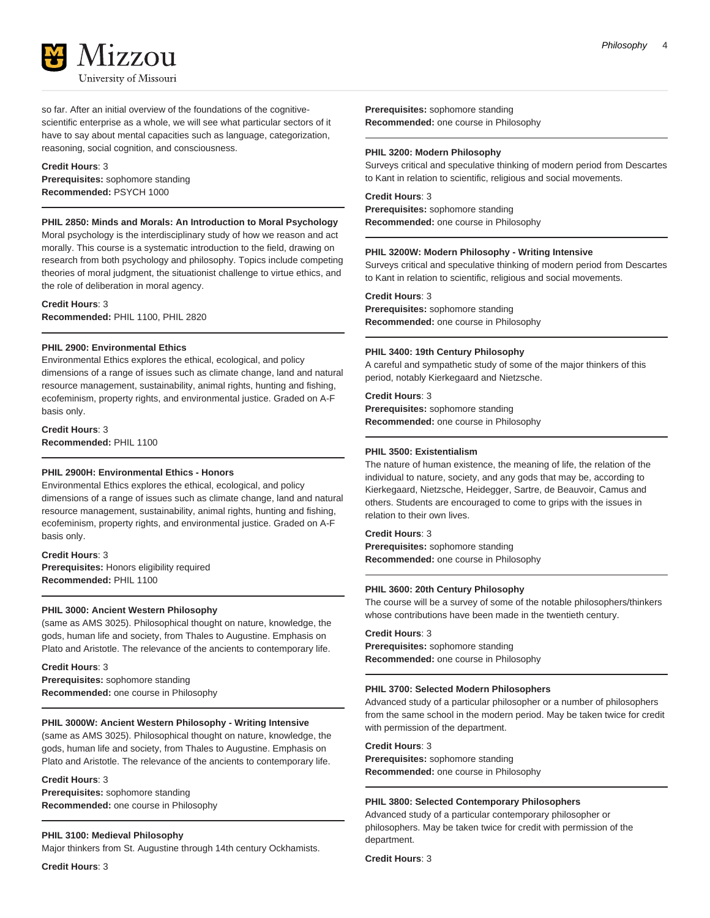so far. After an initial overview of the foundations of the cognitive-scientific enterprise as a whole, we will see what particular sectors of it have to say about mental capacities such as language, categorization, reasoning, social cognition, and consciousness.

**Credit Hours**: 3
**Prerequisites:** sophomore standing
**Recommended:** PSYCH 1000

---

**PHIL 2850: Minds and Morals: An Introduction to Moral Psychology**
Moral psychology is the interdisciplinary study of how we reason and act morally. This course is a systematic introduction to the field, drawing on research from both psychology and philosophy. Topics include competing theories of moral judgment, the situationist challenge to virtue ethics, and the role of deliberation in moral agency.

**Credit Hours**: 3
**Recommended:** PHIL 1100, PHIL 2820

---

**PHIL 2900: Environmental Ethics**
Environmental Ethics explores the ethical, ecological, and policy dimensions of a range of issues such as climate change, land and natural resource management, sustainability, animal rights, hunting and fishing, ecofeminism, property rights, and environmental justice. Graded on A-F basis only.

**Credit Hours**: 3
**Recommended:** PHIL 1100

---

**PHIL 2900H: Environmental Ethics - Honors**
Environmental Ethics explores the ethical, ecological, and policy dimensions of a range of issues such as climate change, land and natural resource management, sustainability, animal rights, hunting and fishing, ecofeminism, property rights, and environmental justice. Graded on A-F basis only.

**Credit Hours**: 3
**Prerequisites:** Honors eligibility required
**Recommended:** PHIL 1100

---

**PHIL 3000: Ancient Western Philosophy**
(same as AMS 3025). Philosophical thought on nature, knowledge, the gods, human life and society, from Thales to Augustine. Emphasis on Plato and Aristotle. The relevance of the ancients to contemporary life.

**Credit Hours**: 3
**Prerequisites:** sophomore standing
**Recommended:** one course in Philosophy

---

**PHIL 3000W: Ancient Western Philosophy - Writing Intensive**
(same as AMS 3025). Philosophical thought on nature, knowledge, the gods, human life and society, from Thales to Augustine. Emphasis on Plato and Aristotle. The relevance of the ancients to contemporary life.

**Credit Hours**: 3
**Prerequisites:** sophomore standing
**Recommended:** one course in Philosophy

---

**PHIL 3100: Medieval Philosophy**
Major thinkers from St. Augustine through 14th century Ockhamists.

**Credit Hours**: 3
**Prerequisites:** sophomore standing
**Recommended:** one course in Philosophy

---

**PHIL 3200: Modern Philosophy**
Surveys critical and speculative thinking of modern period from Descartes to Kant in relation to scientific, religious and social movements.

**Credit Hours**: 3
**Prerequisites:** sophomore standing
**Recommended:** one course in Philosophy

---

**PHIL 3200W: Modern Philosophy - Writing Intensive**
Surveys critical and speculative thinking of modern period from Descartes to Kant in relation to scientific, religious and social movements.

**Credit Hours**: 3
**Prerequisites:** sophomore standing
**Recommended:** one course in Philosophy

---

**PHIL 3400: 19th Century Philosophy**
A careful and sympathetic study of some of the major thinkers of this period, notably Kierkegaard and Nietzsche.

**Credit Hours**: 3
**Prerequisites:** sophomore standing
**Recommended:** one course in Philosophy

---

**PHIL 3500: Existentialism**
The nature of human existence, the meaning of life, the relation of the individual to nature, society, and any gods that may be, according to Kierkegaard, Nietzsche, Heidegger, Sartre, de Beauvoir, Camus and others. Students are encouraged to come to grips with the issues in relation to their own lives.

**Credit Hours**: 3
**Prerequisites:** sophomore standing
**Recommended:** one course in Philosophy

---

**PHIL 3600: 20th Century Philosophy**
The course will be a survey of some of the notable philosophers/thinkers whose contributions have been made in the twentieth century.

**Credit Hours**: 3
**Prerequisites:** sophomore standing
**Recommended:** one course in Philosophy

---

**PHIL 3700: Selected Modern Philosophers**
Advanced study of a particular philosopher or a number of philosophers from the same school in the modern period. May be taken twice for credit with permission of the department.

**Credit Hours**: 3
**Prerequisites:** sophomore standing
**Recommended:** one course in Philosophy

---

**PHIL 3800: Selected Contemporary Philosophers**
Advanced study of a particular contemporary philosopher or philosophers. May be taken twice for credit with permission of the department.

**Credit Hours**: 3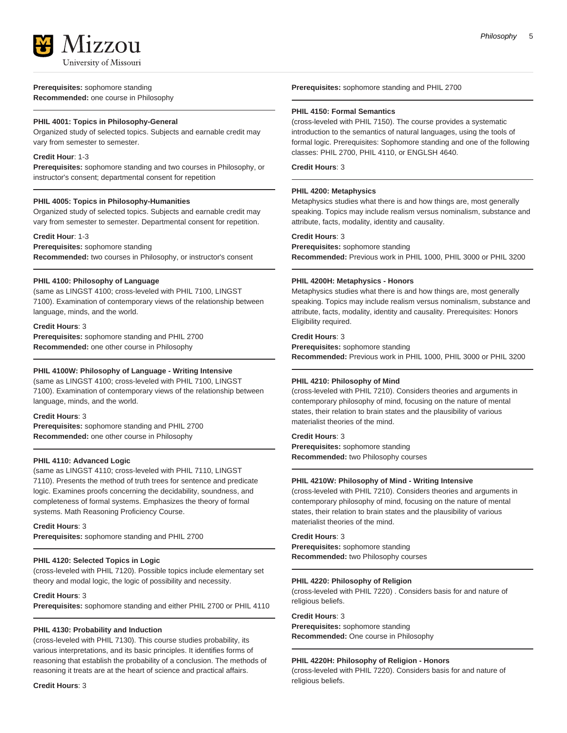**Prerequisites:** sophomore standing
**Recommended:** one course in Philosophy

---

#### PHIL 4001: Topics in Philosophy-General

Organized study of selected topics. Subjects and earnable credit may vary from semester to semester.

**Credit Hour**: 1-3
**Prerequisites:** sophomore standing and two courses in Philosophy, or instructor's consent; departmental consent for repetition

---

#### PHIL 4005: Topics in Philosophy-Humanities

Organized study of selected topics. Subjects and earnable credit may vary from semester to semester. Departmental consent for repetition.

**Credit Hour**: 1-3
**Prerequisites:** sophomore standing
**Recommended:** two courses in Philosophy, or instructor's consent

---

#### PHIL 4100: Philosophy of Language

(same as LINGST 4100; cross-leveled with PHIL 7100, LINGST 7100). Examination of contemporary views of the relationship between language, minds, and the world.

**Credit Hours**: 3
**Prerequisites:** sophomore standing and PHIL 2700
**Recommended:** one other course in Philosophy

---

#### PHIL 4100W: Philosophy of Language - Writing Intensive

(same as LINGST 4100; cross-leveled with PHIL 7100, LINGST 7100). Examination of contemporary views of the relationship between language, minds, and the world.

**Credit Hours**: 3
**Prerequisites:** sophomore standing and PHIL 2700
**Recommended:** one other course in Philosophy

---

#### PHIL 4110: Advanced Logic

(same as LINGST 4110; cross-leveled with PHIL 7110, LINGST 7110). Presents the method of truth trees for sentence and predicate logic. Examines proofs concerning the decidability, soundness, and completeness of formal systems. Emphasizes the theory of formal systems. Math Reasoning Proficiency Course.

**Credit Hours**: 3
**Prerequisites:** sophomore standing and PHIL 2700

---

#### PHIL 4120: Selected Topics in Logic

(cross-leveled with PHIL 7120). Possible topics include elementary set theory and modal logic, the logic of possibility and necessity.

**Credit Hours**: 3
**Prerequisites:** sophomore standing and either PHIL 2700 or PHIL 4110

---

#### PHIL 4130: Probability and Induction

(cross-leveled with PHIL 7130). This course studies probability, its various interpretations, and its basic principles. It identifies forms of reasoning that establish the probability of a conclusion. The methods of reasoning it treats are at the heart of science and practical affairs.

**Credit Hours**: 3
**Prerequisites:** sophomore standing and PHIL 2700

---

#### PHIL 4150: Formal Semantics

(cross-leveled with PHIL 7150). The course provides a systematic introduction to the semantics of natural languages, using the tools of formal logic. Prerequisites: Sophomore standing and one of the following classes: PHIL 2700, PHIL 4110, or ENGLSH 4640.

**Credit Hours**: 3

---

#### PHIL 4200: Metaphysics

Metaphysics studies what there is and how things are, most generally speaking. Topics may include realism versus nominalism, substance and attribute, facts, modality, identity and causality.

**Credit Hours**: 3
**Prerequisites:** sophomore standing
**Recommended:** Previous work in PHIL 1000, PHIL 3000 or PHIL 3200

---

#### PHIL 4200H: Metaphysics - Honors

Metaphysics studies what there is and how things are, most generally speaking. Topics may include realism versus nominalism, substance and attribute, facts, modality, identity and causality. Prerequisites: Honors Eligibility required.

**Credit Hours**: 3
**Prerequisites:** sophomore standing
**Recommended:** Previous work in PHIL 1000, PHIL 3000 or PHIL 3200

---

#### PHIL 4210: Philosophy of Mind

(cross-leveled with PHIL 7210). Considers theories and arguments in contemporary philosophy of mind, focusing on the nature of mental states, their relation to brain states and the plausibility of various materialist theories of the mind.

**Credit Hours**: 3
**Prerequisites:** sophomore standing
**Recommended:** two Philosophy courses

---

#### PHIL 4210W: Philosophy of Mind - Writing Intensive

(cross-leveled with PHIL 7210). Considers theories and arguments in contemporary philosophy of mind, focusing on the nature of mental states, their relation to brain states and the plausibility of various materialist theories of the mind.

**Credit Hours**: 3
**Prerequisites:** sophomore standing
**Recommended:** two Philosophy courses

---

#### PHIL 4220: Philosophy of Religion

(cross-leveled with PHIL 7220) . Considers basis for and nature of religious beliefs.

**Credit Hours**: 3
**Prerequisites:** sophomore standing
**Recommended:** One course in Philosophy

---

#### PHIL 4220H: Philosophy of Religion - Honors

(cross-leveled with PHIL 7220). Considers basis for and nature of religious beliefs.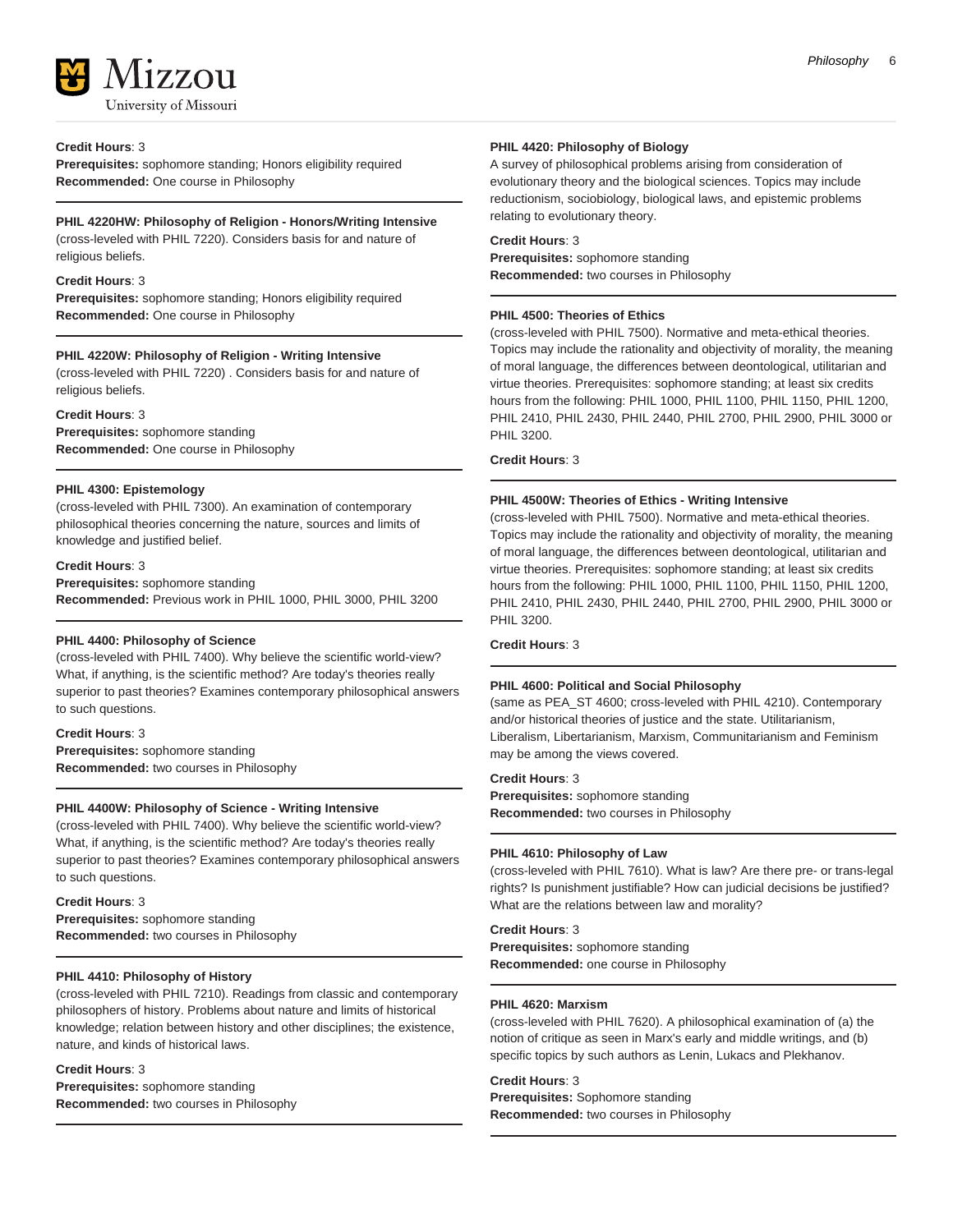**Credit Hours**: 3
**Prerequisites:** sophomore standing; Honors eligibility required
**Recommended:** One course in Philosophy

---

**PHIL 4220HW: Philosophy of Religion - Honors/Writing Intensive**
(cross-leveled with PHIL 7220). Considers basis for and nature of religious beliefs.

**Credit Hours**: 3
**Prerequisites:** sophomore standing; Honors eligibility required
**Recommended:** One course in Philosophy

---

**PHIL 4220W: Philosophy of Religion - Writing Intensive**
(cross-leveled with PHIL 7220) . Considers basis for and nature of religious beliefs.

**Credit Hours**: 3
**Prerequisites:** sophomore standing
**Recommended:** One course in Philosophy

---

**PHIL 4300: Epistemology**
(cross-leveled with PHIL 7300). An examination of contemporary philosophical theories concerning the nature, sources and limits of knowledge and justified belief.

**Credit Hours**: 3
**Prerequisites:** sophomore standing
**Recommended:** Previous work in PHIL 1000, PHIL 3000, PHIL 3200

---

**PHIL 4400: Philosophy of Science**
(cross-leveled with PHIL 7400). Why believe the scientific world-view? What, if anything, is the scientific method? Are today's theories really superior to past theories? Examines contemporary philosophical answers to such questions.

**Credit Hours**: 3
**Prerequisites:** sophomore standing
**Recommended:** two courses in Philosophy

---

**PHIL 4400W: Philosophy of Science - Writing Intensive**
(cross-leveled with PHIL 7400). Why believe the scientific world-view? What, if anything, is the scientific method? Are today's theories really superior to past theories? Examines contemporary philosophical answers to such questions.

**Credit Hours**: 3
**Prerequisites:** sophomore standing
**Recommended:** two courses in Philosophy

---

**PHIL 4410: Philosophy of History**
(cross-leveled with PHIL 7210). Readings from classic and contemporary philosophers of history. Problems about nature and limits of historical knowledge; relation between history and other disciplines; the existence, nature, and kinds of historical laws.

**Credit Hours**: 3
**Prerequisites:** sophomore standing
**Recommended:** two courses in Philosophy

---

**PHIL 4420: Philosophy of Biology**
A survey of philosophical problems arising from consideration of evolutionary theory and the biological sciences. Topics may include reductionism, sociobiology, biological laws, and epistemic problems relating to evolutionary theory.

**Credit Hours**: 3
**Prerequisites:** sophomore standing
**Recommended:** two courses in Philosophy

---

**PHIL 4500: Theories of Ethics**
(cross-leveled with PHIL 7500). Normative and meta-ethical theories. Topics may include the rationality and objectivity of morality, the meaning of moral language, the differences between deontological, utilitarian and virtue theories. Prerequisites: sophomore standing; at least six credits hours from the following: PHIL 1000, PHIL 1100, PHIL 1150, PHIL 1200, PHIL 2410, PHIL 2430, PHIL 2440, PHIL 2700, PHIL 2900, PHIL 3000 or PHIL 3200.

**Credit Hours**: 3

---

**PHIL 4500W: Theories of Ethics - Writing Intensive**
(cross-leveled with PHIL 7500). Normative and meta-ethical theories. Topics may include the rationality and objectivity of morality, the meaning of moral language, the differences between deontological, utilitarian and virtue theories. Prerequisites: sophomore standing; at least six credits hours from the following: PHIL 1000, PHIL 1100, PHIL 1150, PHIL 1200, PHIL 2410, PHIL 2430, PHIL 2440, PHIL 2700, PHIL 2900, PHIL 3000 or PHIL 3200.

**Credit Hours**: 3

---

**PHIL 4600: Political and Social Philosophy**
(same as PEA_ST 4600; cross-leveled with PHIL 4210). Contemporary and/or historical theories of justice and the state. Utilitarianism, Liberalism, Libertarianism, Marxism, Communitarianism and Feminism may be among the views covered.

**Credit Hours**: 3
**Prerequisites:** sophomore standing
**Recommended:** two courses in Philosophy

---

**PHIL 4610: Philosophy of Law**
(cross-leveled with PHIL 7610). What is law? Are there pre- or trans-legal rights? Is punishment justifiable? How can judicial decisions be justified? What are the relations between law and morality?

**Credit Hours**: 3
**Prerequisites:** sophomore standing
**Recommended:** one course in Philosophy

---

**PHIL 4620: Marxism**
(cross-leveled with PHIL 7620). A philosophical examination of (a) the notion of critique as seen in Marx's early and middle writings, and (b) specific topics by such authors as Lenin, Lukacs and Plekhanov.

**Credit Hours**: 3
**Prerequisites:** Sophomore standing
**Recommended:** two courses in Philosophy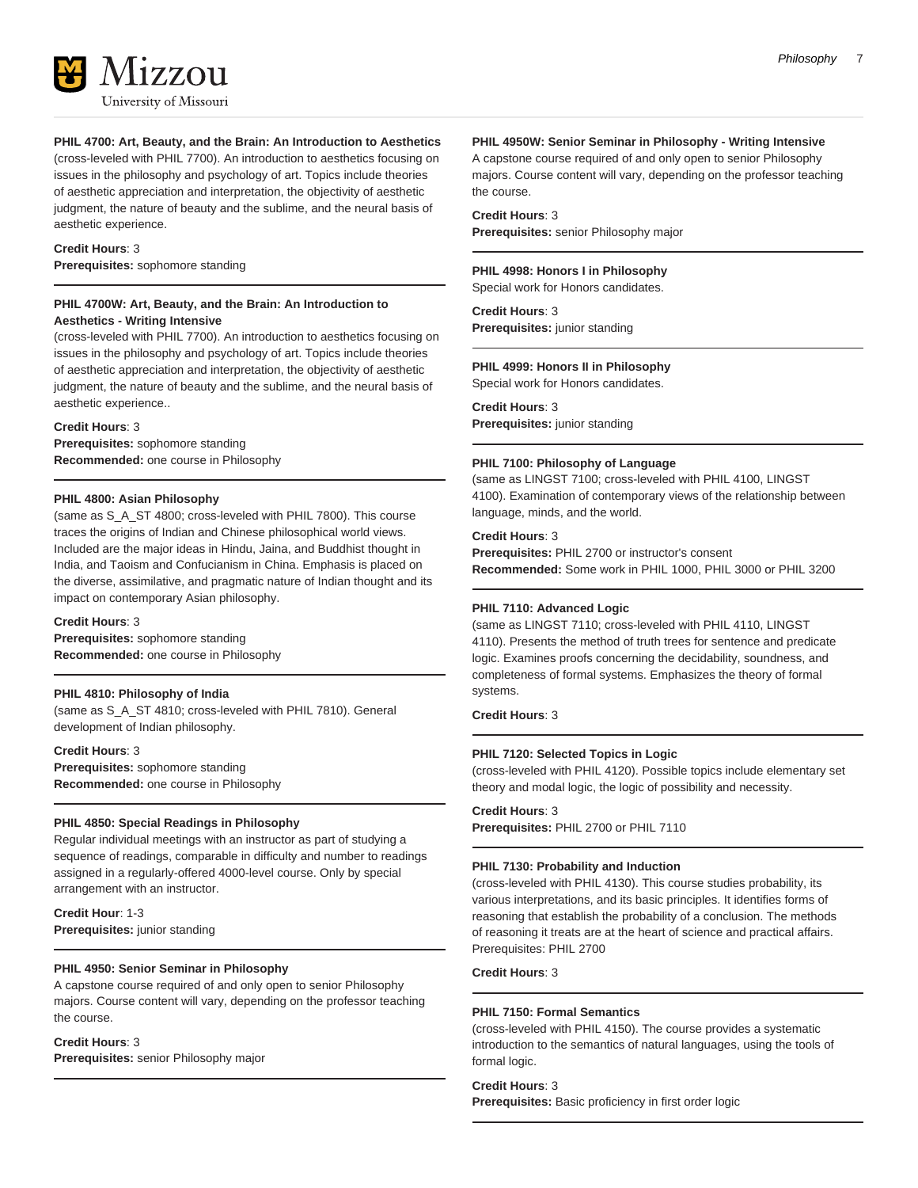#### PHIL 4700: Art, Beauty, and the Brain: An Introduction to Aesthetics

(cross-leveled with PHIL 7700). An introduction to aesthetics focusing on issues in the philosophy and psychology of art. Topics include theories of aesthetic appreciation and interpretation, the objectivity of aesthetic judgment, the nature of beauty and the sublime, and the neural basis of aesthetic experience.

**Credit Hours**: 3
**Prerequisites:** sophomore standing

#### PHIL 4700W: Art, Beauty, and the Brain: An Introduction to Aesthetics - Writing Intensive

(cross-leveled with PHIL 7700). An introduction to aesthetics focusing on issues in the philosophy and psychology of art. Topics include theories of aesthetic appreciation and interpretation, the objectivity of aesthetic judgment, the nature of beauty and the sublime, and the neural basis of aesthetic experience..

**Credit Hours**: 3
**Prerequisites:** sophomore standing
**Recommended:** one course in Philosophy

#### PHIL 4800: Asian Philosophy

(same as S_A_ST 4800; cross-leveled with PHIL 7800). This course traces the origins of Indian and Chinese philosophical world views. Included are the major ideas in Hindu, Jaina, and Buddhist thought in India, and Taoism and Confucianism in China. Emphasis is placed on the diverse, assimilative, and pragmatic nature of Indian thought and its impact on contemporary Asian philosophy.

**Credit Hours**: 3
**Prerequisites:** sophomore standing
**Recommended:** one course in Philosophy

#### PHIL 4810: Philosophy of India

(same as S_A_ST 4810; cross-leveled with PHIL 7810). General development of Indian philosophy.

**Credit Hours**: 3
**Prerequisites:** sophomore standing
**Recommended:** one course in Philosophy

#### PHIL 4850: Special Readings in Philosophy

Regular individual meetings with an instructor as part of studying a sequence of readings, comparable in difficulty and number to readings assigned in a regularly-offered 4000-level course. Only by special arrangement with an instructor.

**Credit Hour**: 1-3
**Prerequisites:** junior standing

#### PHIL 4950: Senior Seminar in Philosophy

A capstone course required of and only open to senior Philosophy majors. Course content will vary, depending on the professor teaching the course.

**Credit Hours**: 3
**Prerequisites:** senior Philosophy major

#### PHIL 4950W: Senior Seminar in Philosophy - Writing Intensive

A capstone course required of and only open to senior Philosophy majors. Course content will vary, depending on the professor teaching the course.

**Credit Hours**: 3
**Prerequisites:** senior Philosophy major

#### PHIL 4998: Honors I in Philosophy

Special work for Honors candidates.

**Credit Hours**: 3
**Prerequisites:** junior standing

#### PHIL 4999: Honors II in Philosophy

Special work for Honors candidates.

**Credit Hours**: 3
**Prerequisites:** junior standing

#### PHIL 7100: Philosophy of Language

(same as LINGST 7100; cross-leveled with PHIL 4100, LINGST 4100). Examination of contemporary views of the relationship between language, minds, and the world.

**Credit Hours**: 3
**Prerequisites:** PHIL 2700 or instructor's consent
**Recommended:** Some work in PHIL 1000, PHIL 3000 or PHIL 3200

#### PHIL 7110: Advanced Logic

(same as LINGST 7110; cross-leveled with PHIL 4110, LINGST 4110). Presents the method of truth trees for sentence and predicate logic. Examines proofs concerning the decidability, soundness, and completeness of formal systems. Emphasizes the theory of formal systems.

**Credit Hours**: 3

#### PHIL 7120: Selected Topics in Logic

(cross-leveled with PHIL 4120). Possible topics include elementary set theory and modal logic, the logic of possibility and necessity.

**Credit Hours**: 3
**Prerequisites:** PHIL 2700 or PHIL 7110

#### PHIL 7130: Probability and Induction

(cross-leveled with PHIL 4130). This course studies probability, its various interpretations, and its basic principles. It identifies forms of reasoning that establish the probability of a conclusion. The methods of reasoning it treats are at the heart of science and practical affairs. Prerequisites: PHIL 2700

**Credit Hours**: 3

#### PHIL 7150: Formal Semantics

(cross-leveled with PHIL 4150). The course provides a systematic introduction to the semantics of natural languages, using the tools of formal logic.

**Credit Hours**: 3
**Prerequisites:** Basic proficiency in first order logic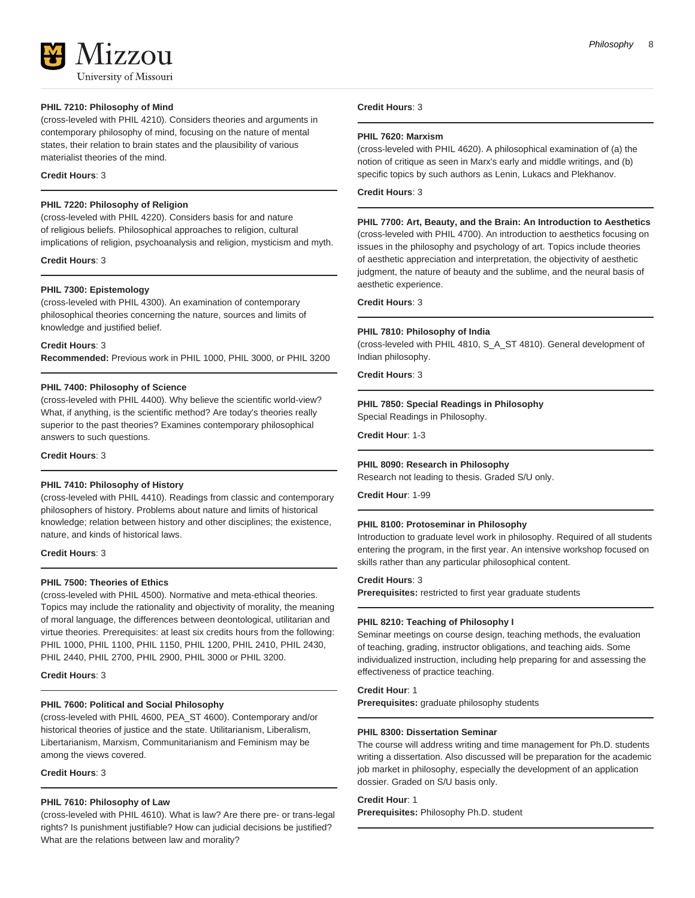**PHIL 7210: Philosophy of Mind**

(cross-leveled with PHIL 4210). Considers theories and arguments in contemporary philosophy of mind, focusing on the nature of mental states, their relation to brain states and the plausibility of various materialist theories of the mind.

**Credit Hours**: 3

**PHIL 7220: Philosophy of Religion**

(cross-leveled with PHIL 4220). Considers basis for and nature of religious beliefs. Philosophical approaches to religion, cultural implications of religion, psychoanalysis and religion, mysticism and myth.

**Credit Hours**: 3

**PHIL 7300: Epistemology**

(cross-leveled with PHIL 4300). An examination of contemporary philosophical theories concerning the nature, sources and limits of knowledge and justified belief.

**Credit Hours**: 3
**Recommended:** Previous work in PHIL 1000, PHIL 3000, or PHIL 3200

**PHIL 7400: Philosophy of Science**

(cross-leveled with PHIL 4400). Why believe the scientific world-view? What, if anything, is the scientific method? Are today's theories really superior to the past theories? Examines contemporary philosophical answers to such questions.

**Credit Hours**: 3

**PHIL 7410: Philosophy of History**

(cross-leveled with PHIL 4410). Readings from classic and contemporary philosophers of history. Problems about nature and limits of historical knowledge; relation between history and other disciplines; the existence, nature, and kinds of historical laws.

**Credit Hours**: 3

**PHIL 7500: Theories of Ethics**

(cross-leveled with PHIL 4500). Normative and meta-ethical theories. Topics may include the rationality and objectivity of morality, the meaning of moral language, the differences between deontological, utilitarian and virtue theories. Prerequisites: at least six credits hours from the following: PHIL 1000, PHIL 1100, PHIL 1150, PHIL 1200, PHIL 2410, PHIL 2430, PHIL 2440, PHIL 2700, PHIL 2900, PHIL 3000 or PHIL 3200.

**Credit Hours**: 3

**PHIL 7600: Political and Social Philosophy**

(cross-leveled with PHIL 4600, PEA_ST 4600). Contemporary and/or historical theories of justice and the state. Utilitarianism, Liberalism, Libertarianism, Marxism, Communitarianism and Feminism may be among the views covered.

**Credit Hours**: 3

**PHIL 7610: Philosophy of Law**

(cross-leveled with PHIL 4610). What is law? Are there pre- or trans-legal rights? Is punishment justifiable? How can judicial decisions be justified? What are the relations between law and morality?

**Credit Hours**: 3

**PHIL 7620: Marxism**

(cross-leveled with PHIL 4620). A philosophical examination of (a) the notion of critique as seen in Marx's early and middle writings, and (b) specific topics by such authors as Lenin, Lukacs and Plekhanov.

**Credit Hours**: 3

**PHIL 7700: Art, Beauty, and the Brain: An Introduction to Aesthetics**

(cross-leveled with PHIL 4700). An introduction to aesthetics focusing on issues in the philosophy and psychology of art. Topics include theories of aesthetic appreciation and interpretation, the objectivity of aesthetic judgment, the nature of beauty and the sublime, and the neural basis of aesthetic experience.

**Credit Hours**: 3

**PHIL 7810: Philosophy of India**

(cross-leveled with PHIL 4810, S_A_ST 4810). General development of Indian philosophy.

**Credit Hours**: 3

**PHIL 7850: Special Readings in Philosophy**

Special Readings in Philosophy.

**Credit Hour**: 1-3

**PHIL 8090: Research in Philosophy**

Research not leading to thesis. Graded S/U only.

**Credit Hour**: 1-99

**PHIL 8100: Protoseminar in Philosophy**

Introduction to graduate level work in philosophy. Required of all students entering the program, in the first year. An intensive workshop focused on skills rather than any particular philosophical content.

**Credit Hours**: 3
**Prerequisites:** restricted to first year graduate students

**PHIL 8210: Teaching of Philosophy I**

Seminar meetings on course design, teaching methods, the evaluation of teaching, grading, instructor obligations, and teaching aids. Some individualized instruction, including help preparing for and assessing the effectiveness of practice teaching.

**Credit Hour**: 1
**Prerequisites:** graduate philosophy students

**PHIL 8300: Dissertation Seminar**

The course will address writing and time management for Ph.D. students writing a dissertation. Also discussed will be preparation for the academic job market in philosophy, especially the development of an application dossier. Graded on S/U basis only.

**Credit Hour**: 1
**Prerequisites:** Philosophy Ph.D. student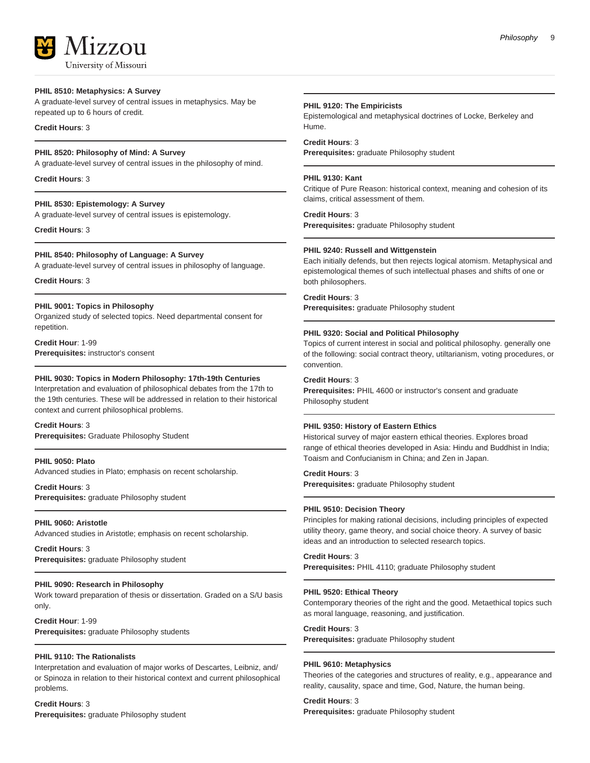#### PHIL 8510: Metaphysics: A Survey

A graduate-level survey of central issues in metaphysics. May be repeated up to 6 hours of credit.

**Credit Hours**: 3

#### PHIL 8520: Philosophy of Mind: A Survey

A graduate-level survey of central issues in the philosophy of mind.

**Credit Hours**: 3

#### PHIL 8530: Epistemology: A Survey

A graduate-level survey of central issues is epistemology.

**Credit Hours**: 3

#### PHIL 8540: Philosophy of Language: A Survey

A graduate-level survey of central issues in philosophy of language.

**Credit Hours**: 3

#### PHIL 9001: Topics in Philosophy

Organized study of selected topics. Need departmental consent for repetition.

**Credit Hour**: 1-99
**Prerequisites:** instructor's consent

#### PHIL 9030: Topics in Modern Philosophy: 17th-19th Centuries

Interpretation and evaluation of philosophical debates from the 17th to the 19th centuries. These will be addressed in relation to their historical context and current philosophical problems.

**Credit Hours**: 3
**Prerequisites:** Graduate Philosophy Student

#### PHIL 9050: Plato

Advanced studies in Plato; emphasis on recent scholarship.

**Credit Hours**: 3
**Prerequisites:** graduate Philosophy student

#### PHIL 9060: Aristotle

Advanced studies in Aristotle; emphasis on recent scholarship.

**Credit Hours**: 3
**Prerequisites:** graduate Philosophy student

#### PHIL 9090: Research in Philosophy

Work toward preparation of thesis or dissertation. Graded on a S/U basis only.

**Credit Hour**: 1-99
**Prerequisites:** graduate Philosophy students

#### PHIL 9110: The Rationalists

Interpretation and evaluation of major works of Descartes, Leibniz, and/or Spinoza in relation to their historical context and current philosophical problems.

**Credit Hours**: 3
**Prerequisites:** graduate Philosophy student

#### PHIL 9120: The Empiricists

Epistemological and metaphysical doctrines of Locke, Berkeley and Hume.

**Credit Hours**: 3
**Prerequisites:** graduate Philosophy student

#### PHIL 9130: Kant

Critique of Pure Reason: historical context, meaning and cohesion of its claims, critical assessment of them.

**Credit Hours**: 3
**Prerequisites:** graduate Philosophy student

#### PHIL 9240: Russell and Wittgenstein

Each initially defends, but then rejects logical atomism. Metaphysical and epistemological themes of such intellectual phases and shifts of one or both philosophers.

**Credit Hours**: 3
**Prerequisites:** graduate Philosophy student

#### PHIL 9320: Social and Political Philosophy

Topics of current interest in social and political philosophy. generally one of the following: social contract theory, utiltarianism, voting procedures, or convention.

**Credit Hours**: 3
**Prerequisites:** PHIL 4600 or instructor's consent and graduate Philosophy student

#### PHIL 9350: History of Eastern Ethics

Historical survey of major eastern ethical theories. Explores broad range of ethical theories developed in Asia: Hindu and Buddhist in India; Toaism and Confucianism in China; and Zen in Japan.

**Credit Hours**: 3
**Prerequisites:** graduate Philosophy student

#### PHIL 9510: Decision Theory

Principles for making rational decisions, including principles of expected utility theory, game theory, and social choice theory. A survey of basic ideas and an introduction to selected research topics.

**Credit Hours**: 3
**Prerequisites:** PHIL 4110; graduate Philosophy student

#### PHIL 9520: Ethical Theory

Contemporary theories of the right and the good. Metaethical topics such as moral language, reasoning, and justification.

**Credit Hours**: 3
**Prerequisites:** graduate Philosophy student

#### PHIL 9610: Metaphysics

Theories of the categories and structures of reality, e.g., appearance and reality, causality, space and time, God, Nature, the human being.

**Credit Hours**: 3
**Prerequisites:** graduate Philosophy student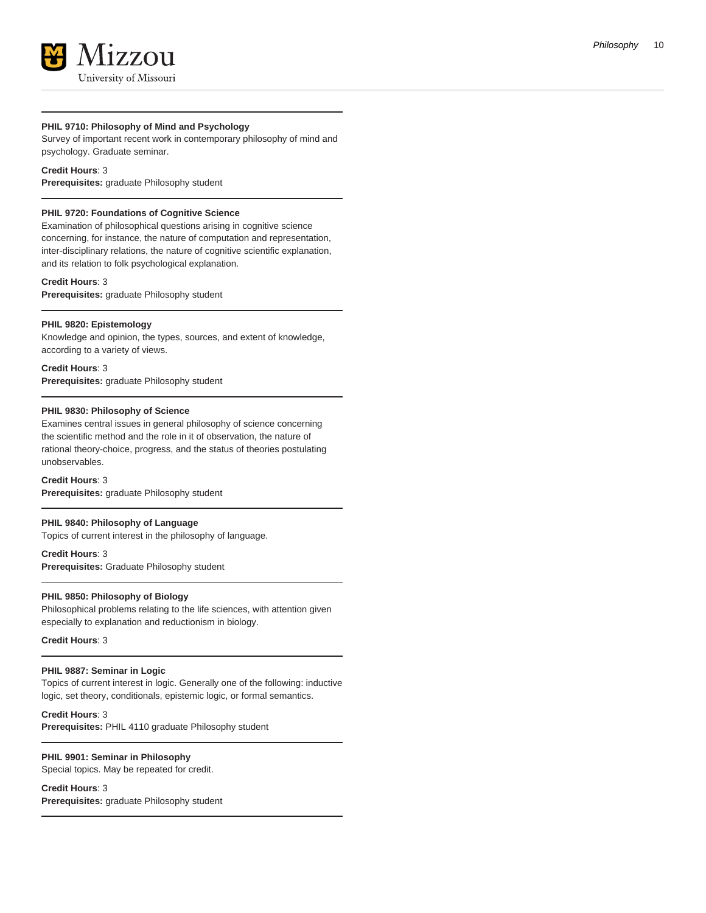#### PHIL 9710: Philosophy of Mind and Psychology

Survey of important recent work in contemporary philosophy of mind and psychology. Graduate seminar.

**Credit Hours**: 3
**Prerequisites:** graduate Philosophy student

#### PHIL 9720: Foundations of Cognitive Science

Examination of philosophical questions arising in cognitive science concerning, for instance, the nature of computation and representation, inter-disciplinary relations, the nature of cognitive scientific explanation, and its relation to folk psychological explanation.

**Credit Hours**: 3
**Prerequisites:** graduate Philosophy student

#### PHIL 9820: Epistemology

Knowledge and opinion, the types, sources, and extent of knowledge, according to a variety of views.

**Credit Hours**: 3
**Prerequisites:** graduate Philosophy student

#### PHIL 9830: Philosophy of Science

Examines central issues in general philosophy of science concerning the scientific method and the role in it of observation, the nature of rational theory-choice, progress, and the status of theories postulating unobservables.

**Credit Hours**: 3
**Prerequisites:** graduate Philosophy student

#### PHIL 9840: Philosophy of Language

Topics of current interest in the philosophy of language.

**Credit Hours**: 3
**Prerequisites:** Graduate Philosophy student

#### PHIL 9850: Philosophy of Biology

Philosophical problems relating to the life sciences, with attention given especially to explanation and reductionism in biology.

**Credit Hours**: 3

#### PHIL 9887: Seminar in Logic

Topics of current interest in logic. Generally one of the following: inductive logic, set theory, conditionals, epistemic logic, or formal semantics.

**Credit Hours**: 3
**Prerequisites:** PHIL 4110 graduate Philosophy student

#### PHIL 9901: Seminar in Philosophy

Special topics. May be repeated for credit.

**Credit Hours**: 3
**Prerequisites:** graduate Philosophy student